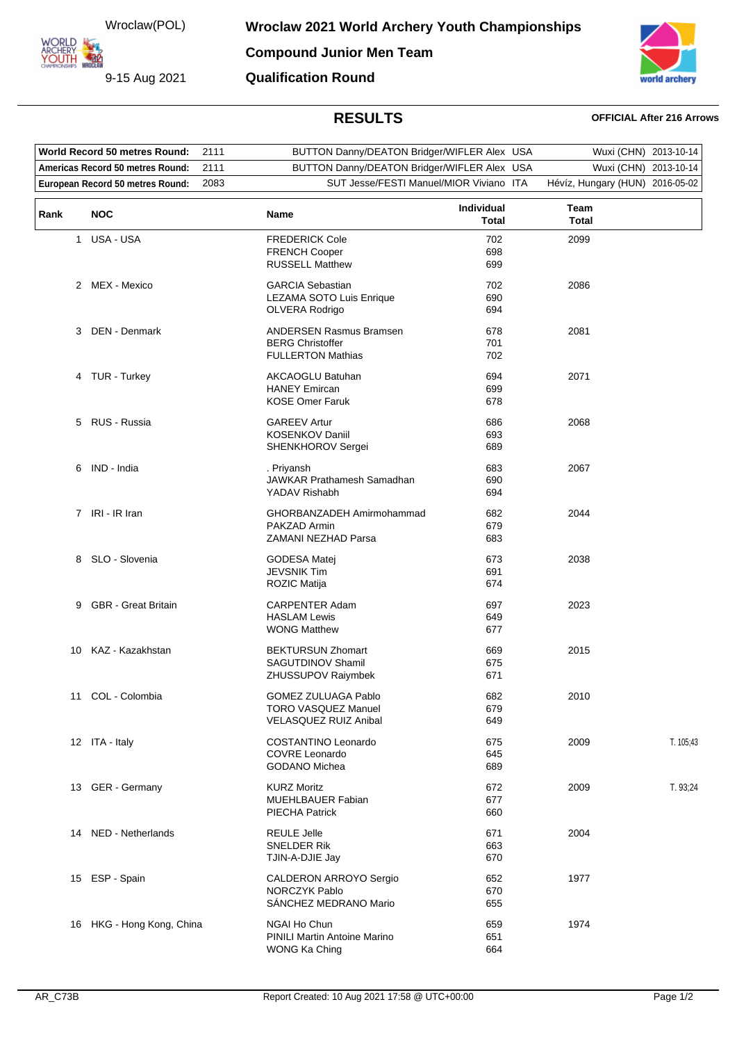Wroclaw(POL)

9-15 Aug 2021

# Wroclaw 2021 World Archery Youth Championships

## Compound Junior Men Team

## Qualification Round

## RESULTS

**OFFICIAL After 216 Arrows**

| | | | | |
|---|---|---|---|---|
| **World Record 50 metres Round:** | 2111 | BUTTON Danny/DEATON Bridger/WIFLER Alex USA | Wuxi (CHN) | 2013-10-14 |
| **Americas Record 50 metres Round:** | 2111 | BUTTON Danny/DEATON Bridger/WIFLER Alex USA | Wuxi (CHN) | 2013-10-14 |
| **European Record 50 metres Round:** | 2083 | SUT Jesse/FESTI Manuel/MIOR Viviano ITA | Hévíz, Hungary (HUN) | 2016-05-02 |

| Rank | NOC | Name | Individual Total | Team Total | |
|---|---|---|---|---|---|
| 1 | USA - USA | FREDERICK Cole | 702 | 2099 | |
| | | FRENCH Cooper | 698 | | |
| | | RUSSELL Matthew | 699 | | |
| 2 | MEX - Mexico | GARCIA Sebastian | 702 | 2086 | |
| | | LEZAMA SOTO Luis Enrique | 690 | | |
| | | OLVERA Rodrigo | 694 | | |
| 3 | DEN - Denmark | ANDERSEN Rasmus Bramsen | 678 | 2081 | |
| | | BERG Christoffer | 701 | | |
| | | FULLERTON Mathias | 702 | | |
| 4 | TUR - Turkey | AKCAOGLU Batuhan | 694 | 2071 | |
| | | HANEY Emircan | 699 | | |
| | | KOSE Omer Faruk | 678 | | |
| 5 | RUS - Russia | GAREEV Artur | 686 | 2068 | |
| | | KOSENKOV Daniil | 693 | | |
| | | SHENKHOROV Sergei | 689 | | |
| 6 | IND - India | . Priyansh | 683 | 2067 | |
| | | JAWKAR Prathamesh Samadhan | 690 | | |
| | | YADAV Rishabh | 694 | | |
| 7 | IRI - IR Iran | GHORBANZADEH Amirmohammad | 682 | 2044 | |
| | | PAKZAD Armin | 679 | | |
| | | ZAMANI NEZHAD Parsa | 683 | | |
| 8 | SLO - Slovenia | GODESA Matej | 673 | 2038 | |
| | | JEVSNIK Tim | 691 | | |
| | | ROZIC Matija | 674 | | |
| 9 | GBR - Great Britain | CARPENTER Adam | 697 | 2023 | |
| | | HASLAM Lewis | 649 | | |
| | | WONG Matthew | 677 | | |
| 10 | KAZ - Kazakhstan | BEKTURSUN Zhomart | 669 | 2015 | |
| | | SAGUTDINOV Shamil | 675 | | |
| | | ZHUSSUPOV Raiymbek | 671 | | |
| 11 | COL - Colombia | GOMEZ ZULUAGA Pablo | 682 | 2010 | |
| | | TORO VASQUEZ Manuel | 679 | | |
| | | VELASQUEZ RUIZ Anibal | 649 | | |
| 12 | ITA - Italy | COSTANTINO Leonardo | 675 | 2009 | T. 105;43 |
| | | COVRE Leonardo | 645 | | |
| | | GODANO Michea | 689 | | |
| 13 | GER - Germany | KURZ Moritz | 672 | 2009 | T. 93;24 |
| | | MUEHLBAUER Fabian | 677 | | |
| | | PIECHA Patrick | 660 | | |
| 14 | NED - Netherlands | REULE Jelle | 671 | 2004 | |
| | | SNELDER Rik | 663 | | |
| | | TJIN-A-DJIE Jay | 670 | | |
| 15 | ESP - Spain | CALDERON ARROYO Sergio | 652 | 1977 | |
| | | NORCZYK Pablo | 670 | | |
| | | SÁNCHEZ MEDRANO Mario | 655 | | |
| 16 | HKG - Hong Kong, China | NGAI Ho Chun | 659 | 1974 | |
| | | PINILI Martin Antoine Marino | 651 | | |
| | | WONG Ka Ching | 664 | | |

AR_C73B Report Created: 10 Aug 2021 17:58 @ UTC+00:00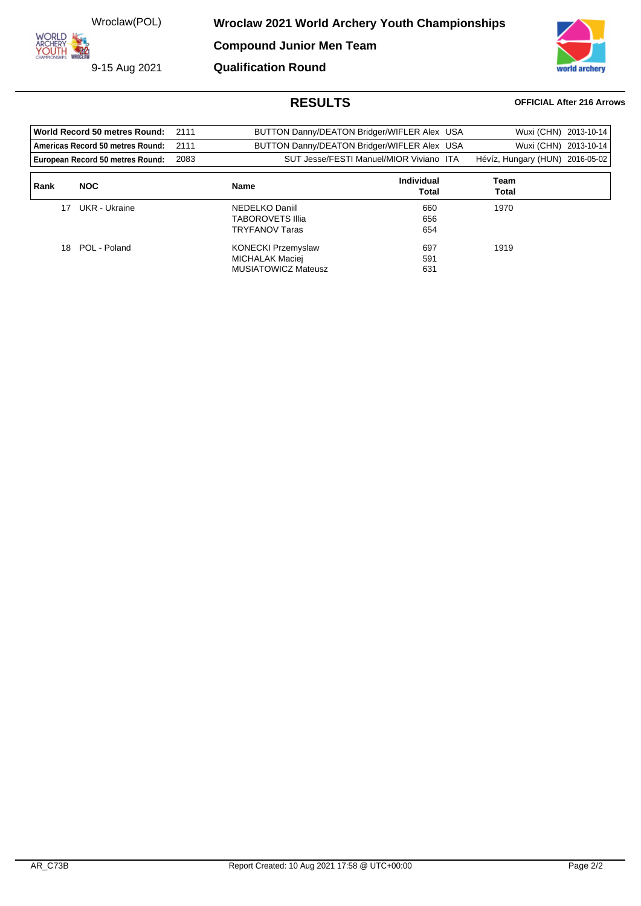# Wroclaw 2021 World Archery Youth Championships

Wroclaw(POL)

9-15 Aug 2021

## Compound Junior Men Team

## Qualification Round

## RESULTS

**OFFICIAL After 216 Arrows**

| | | | | |
|---|---|---|---|---|
| **World Record 50 metres Round:** | 2111 | BUTTON Danny/DEATON Bridger/WIFLER Alex USA | Wuxi (CHN) | 2013-10-14 |
| **Americas Record 50 metres Round:** | 2111 | BUTTON Danny/DEATON Bridger/WIFLER Alex USA | Wuxi (CHN) | 2013-10-14 |
| **European Record 50 metres Round:** | 2083 | SUT Jesse/FESTI Manuel/MIOR Viviano ITA | Hévíz, Hungary (HUN) | 2016-05-02 |

| Rank | NOC | Name | Individual Total | Team Total |
|---|---|---|---|---|
| 17 | UKR - Ukraine | NEDELKO Daniil | 660 | 1970 |
| | | TABOROVETS Illia | 656 | |
| | | TRYFANOV Taras | 654 | |
| 18 | POL - Poland | KONECKI Przemyslaw | 697 | 1919 |
| | | MICHALAK Maciej | 591 | |
| | | MUSIATOWICZ Mateusz | 631 | |

AR_C73B

Report Created: 10 Aug 2021 17:58 @ UTC+00:00